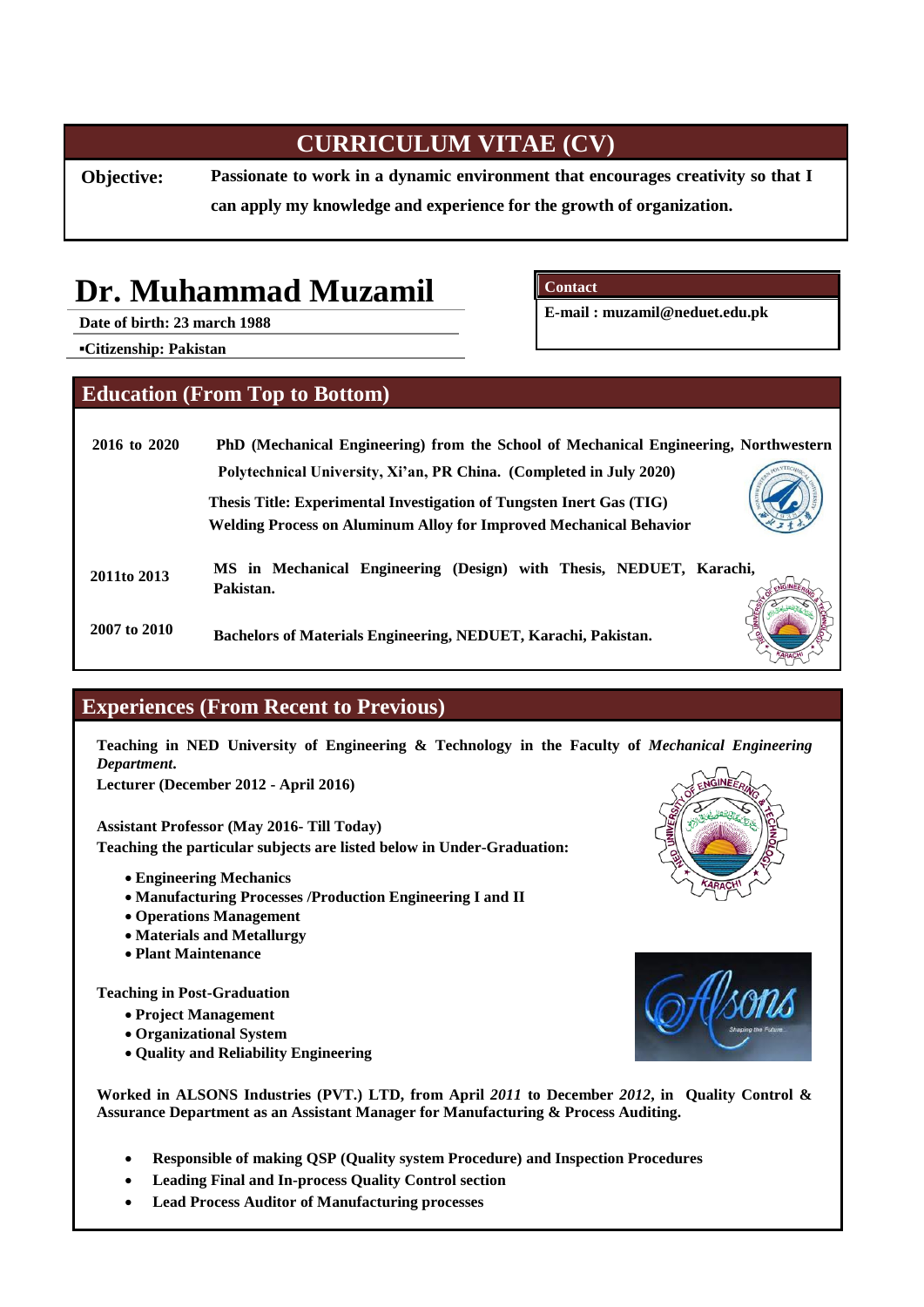# CURRICULUM VITAE (CV)

**Objective:** **Passionate to work in a dynamic environment that encourages creativity so that I can apply my knowledge and experience for the growth of organization.**

# Dr. Muhammad Muzamil

**Date of birth: 23 march 1988**

**▪Citizenship: Pakistan**

**Contact**

**E-mail : muzamil@neduet.edu.pk**

## Education (From Top to Bottom)

**2016 to 2020** — **PhD (Mechanical Engineering) from the School of Mechanical Engineering, Northwestern Polytechnical University, Xi'an, PR China. (Completed in July 2020)**

**Thesis Title: Experimental Investigation of Tungsten Inert Gas (TIG) Welding Process on Aluminum Alloy for Improved Mechanical Behavior**

**2011to 2013** — **MS in Mechanical Engineering (Design) with Thesis, NEDUET, Karachi, Pakistan.**

**2007 to 2010** — **Bachelors of Materials Engineering, NEDUET, Karachi, Pakistan.**

## Experiences (From Recent to Previous)

**Teaching in NED University of Engineering & Technology in the Faculty of *Mechanical Engineering Department*.**

**Lecturer (December 2012 - April 2016)**

**Assistant Professor (May 2016- Till Today)**

**Teaching the particular subjects are listed below in Under-Graduation:**

- **Engineering Mechanics**
- **Manufacturing Processes /Production Engineering I and II**
- **Operations Management**
- **Materials and Metallurgy**
- **Plant Maintenance**

**Teaching in Post-Graduation**

- **Project Management**
- **Organizational System**
- **Quality and Reliability Engineering**

**Worked in ALSONS Industries (PVT.) LTD, from April *2011* to December *2012*, in Quality Control & Assurance Department as an Assistant Manager for Manufacturing & Process Auditing.**

- **Responsible of making QSP (Quality system Procedure) and Inspection Procedures**
- **Leading Final and In-process Quality Control section**
- **Lead Process Auditor of Manufacturing processes**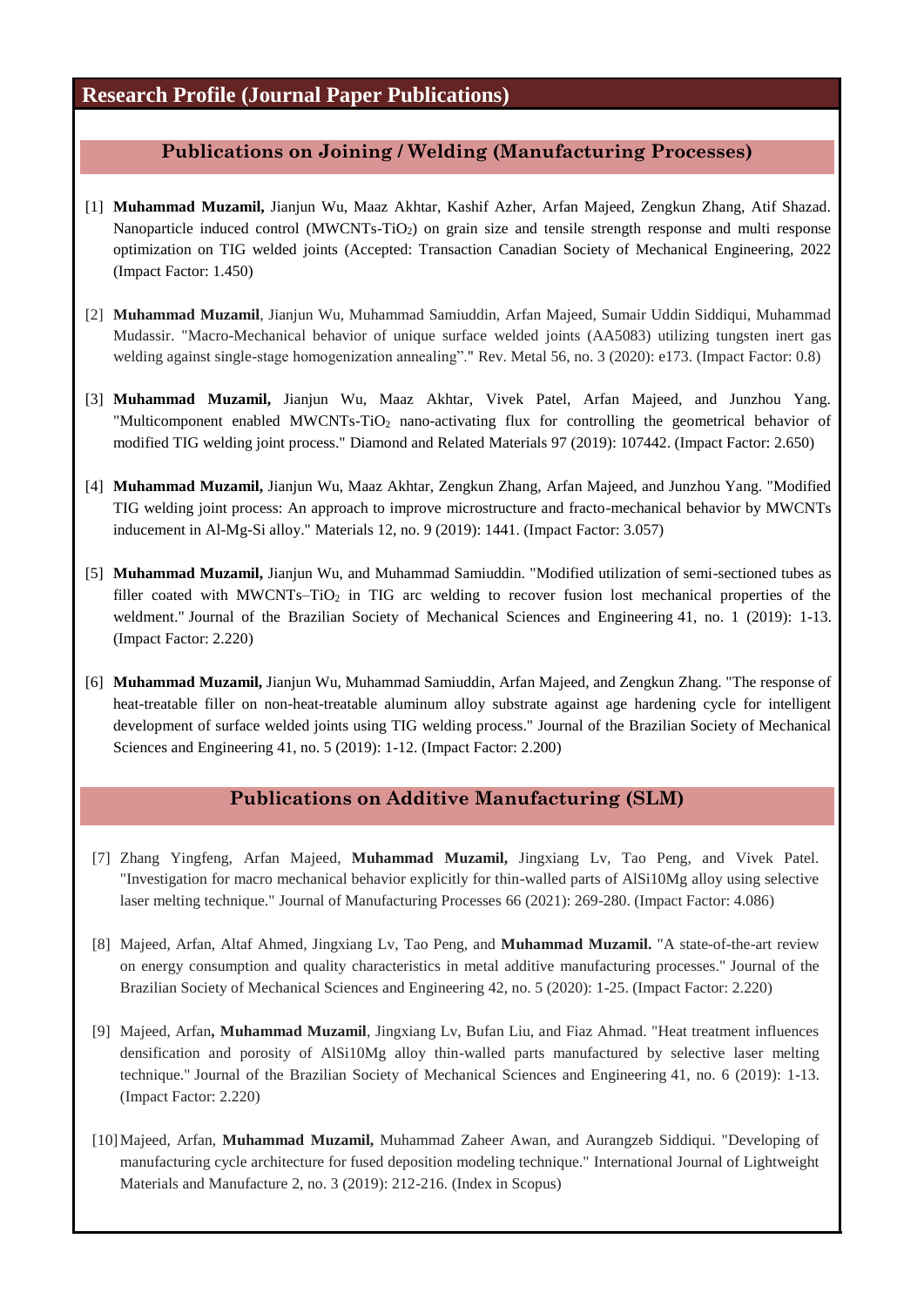## Research Profile (Journal Paper Publications)

### Publications on Joining / Welding (Manufacturing Processes)

[1] **Muhammad Muzamil,** Jianjun Wu, Maaz Akhtar, Kashif Azher, Arfan Majeed, Zengkun Zhang, Atif Shazad. Nanoparticle induced control (MWCNTs-$TiO_2$) on grain size and tensile strength response and multi response optimization on TIG welded joints (Accepted: Transaction Canadian Society of Mechanical Engineering, 2022 (Impact Factor: 1.450)

[2] **Muhammad Muzamil**, Jianjun Wu, Muhammad Samiuddin, Arfan Majeed, Sumair Uddin Siddiqui, Muhammad Mudassir. "Macro-Mechanical behavior of unique surface welded joints (AA5083) utilizing tungsten inert gas welding against single-stage homogenization annealing"." Rev. Metal 56, no. 3 (2020): e173. (Impact Factor: 0.8)

[3] **Muhammad Muzamil,** Jianjun Wu, Maaz Akhtar, Vivek Patel, Arfan Majeed, and Junzhou Yang. "Multicomponent enabled MWCNTs-$TiO_2$ nano-activating flux for controlling the geometrical behavior of modified TIG welding joint process." Diamond and Related Materials 97 (2019): 107442. (Impact Factor: 2.650)

[4] **Muhammad Muzamil,** Jianjun Wu, Maaz Akhtar, Zengkun Zhang, Arfan Majeed, and Junzhou Yang. "Modified TIG welding joint process: An approach to improve microstructure and fracto-mechanical behavior by MWCNTs inducement in Al-Mg-Si alloy." Materials 12, no. 9 (2019): 1441. (Impact Factor: 3.057)

[5] **Muhammad Muzamil,** Jianjun Wu, and Muhammad Samiuddin. "Modified utilization of semi-sectioned tubes as filler coated with MWCNTs–$TiO_2$ in TIG arc welding to recover fusion lost mechanical properties of the weldment." Journal of the Brazilian Society of Mechanical Sciences and Engineering 41, no. 1 (2019): 1-13. (Impact Factor: 2.220)

[6] **Muhammad Muzamil,** Jianjun Wu, Muhammad Samiuddin, Arfan Majeed, and Zengkun Zhang. "The response of heat-treatable filler on non-heat-treatable aluminum alloy substrate against age hardening cycle for intelligent development of surface welded joints using TIG welding process." Journal of the Brazilian Society of Mechanical Sciences and Engineering 41, no. 5 (2019): 1-12. (Impact Factor: 2.200)

### Publications on Additive Manufacturing (SLM)

[7] Zhang Yingfeng, Arfan Majeed, **Muhammad Muzamil,** Jingxiang Lv, Tao Peng, and Vivek Patel. "Investigation for macro mechanical behavior explicitly for thin-walled parts of AlSi10Mg alloy using selective laser melting technique." Journal of Manufacturing Processes 66 (2021): 269-280. (Impact Factor: 4.086)

[8] Majeed, Arfan, Altaf Ahmed, Jingxiang Lv, Tao Peng, and **Muhammad Muzamil.** "A state-of-the-art review on energy consumption and quality characteristics in metal additive manufacturing processes." Journal of the Brazilian Society of Mechanical Sciences and Engineering 42, no. 5 (2020): 1-25. (Impact Factor: 2.220)

[9] Majeed, Arfan**, Muhammad Muzamil**, Jingxiang Lv, Bufan Liu, and Fiaz Ahmad. "Heat treatment influences densification and porosity of AlSi10Mg alloy thin-walled parts manufactured by selective laser melting technique." Journal of the Brazilian Society of Mechanical Sciences and Engineering 41, no. 6 (2019): 1-13. (Impact Factor: 2.220)

[10] Majeed, Arfan, **Muhammad Muzamil,** Muhammad Zaheer Awan, and Aurangzeb Siddiqui. "Developing of manufacturing cycle architecture for fused deposition modeling technique." International Journal of Lightweight Materials and Manufacture 2, no. 3 (2019): 212-216. (Index in Scopus)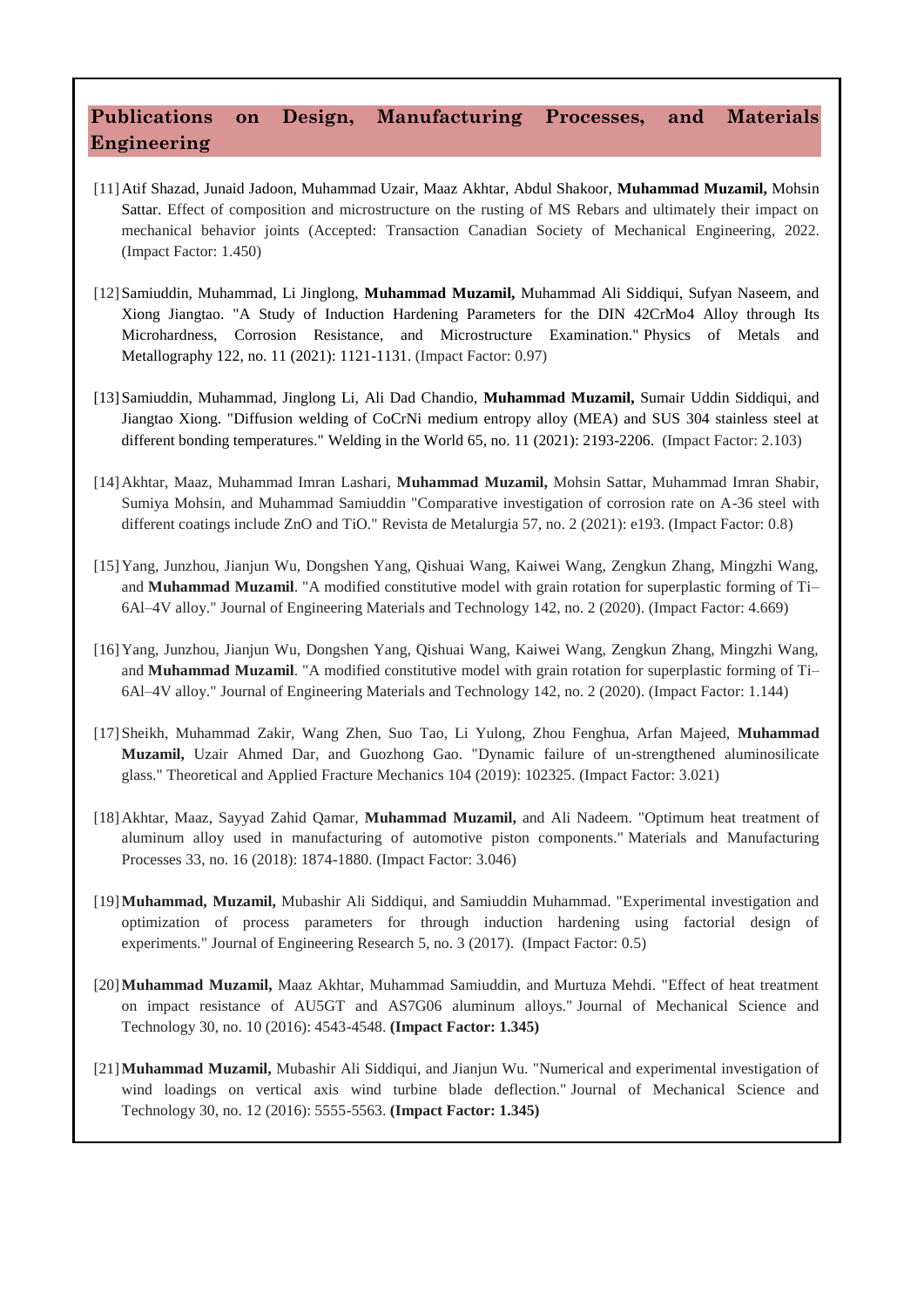## Publications on Design, Manufacturing Processes, and Materials Engineering

[11] Atif Shazad, Junaid Jadoon, Muhammad Uzair, Maaz Akhtar, Abdul Shakoor, **Muhammad Muzamil,** Mohsin Sattar. Effect of composition and microstructure on the rusting of MS Rebars and ultimately their impact on mechanical behavior joints (Accepted: Transaction Canadian Society of Mechanical Engineering, 2022. (Impact Factor: 1.450)

[12] Samiuddin, Muhammad, Li Jinglong, **Muhammad Muzamil,** Muhammad Ali Siddiqui, Sufyan Naseem, and Xiong Jiangtao. "A Study of Induction Hardening Parameters for the DIN 42CrMo4 Alloy through Its Microhardness, Corrosion Resistance, and Microstructure Examination." Physics of Metals and Metallography 122, no. 11 (2021): 1121-1131. (Impact Factor: 0.97)

[13] Samiuddin, Muhammad, Jinglong Li, Ali Dad Chandio, **Muhammad Muzamil,** Sumair Uddin Siddiqui, and Jiangtao Xiong. "Diffusion welding of CoCrNi medium entropy alloy (MEA) and SUS 304 stainless steel at different bonding temperatures." Welding in the World 65, no. 11 (2021): 2193-2206. (Impact Factor: 2.103)

[14] Akhtar, Maaz, Muhammad Imran Lashari, **Muhammad Muzamil,** Mohsin Sattar, Muhammad Imran Shabir, Sumiya Mohsin, and Muhammad Samiuddin "Comparative investigation of corrosion rate on A-36 steel with different coatings include ZnO and TiO." Revista de Metalurgia 57, no. 2 (2021): e193. (Impact Factor: 0.8)

[15] Yang, Junzhou, Jianjun Wu, Dongshen Yang, Qishuai Wang, Kaiwei Wang, Zengkun Zhang, Mingzhi Wang, and **Muhammad Muzamil**. "A modified constitutive model with grain rotation for superplastic forming of Ti–6Al–4V alloy." Journal of Engineering Materials and Technology 142, no. 2 (2020). (Impact Factor: 4.669)

[16] Yang, Junzhou, Jianjun Wu, Dongshen Yang, Qishuai Wang, Kaiwei Wang, Zengkun Zhang, Mingzhi Wang, and **Muhammad Muzamil**. "A modified constitutive model with grain rotation for superplastic forming of Ti–6Al–4V alloy." Journal of Engineering Materials and Technology 142, no. 2 (2020). (Impact Factor: 1.144)

[17] Sheikh, Muhammad Zakir, Wang Zhen, Suo Tao, Li Yulong, Zhou Fenghua, Arfan Majeed, **Muhammad Muzamil,** Uzair Ahmed Dar, and Guozhong Gao. "Dynamic failure of un-strengthened aluminosilicate glass." Theoretical and Applied Fracture Mechanics 104 (2019): 102325. (Impact Factor: 3.021)

[18] Akhtar, Maaz, Sayyad Zahid Qamar, **Muhammad Muzamil,** and Ali Nadeem. "Optimum heat treatment of aluminum alloy used in manufacturing of automotive piston components." Materials and Manufacturing Processes 33, no. 16 (2018): 1874-1880. (Impact Factor: 3.046)

[19] **Muhammad, Muzamil,** Mubashir Ali Siddiqui, and Samiuddin Muhammad. "Experimental investigation and optimization of process parameters for through induction hardening using factorial design of experiments." Journal of Engineering Research 5, no. 3 (2017). (Impact Factor: 0.5)

[20] **Muhammad Muzamil,** Maaz Akhtar, Muhammad Samiuddin, and Murtuza Mehdi. "Effect of heat treatment on impact resistance of AU5GT and AS7G06 aluminum alloys." Journal of Mechanical Science and Technology 30, no. 10 (2016): 4543-4548. **(Impact Factor: 1.345)**

[21] **Muhammad Muzamil,** Mubashir Ali Siddiqui, and Jianjun Wu. "Numerical and experimental investigation of wind loadings on vertical axis wind turbine blade deflection." Journal of Mechanical Science and Technology 30, no. 12 (2016): 5555-5563. **(Impact Factor: 1.345)**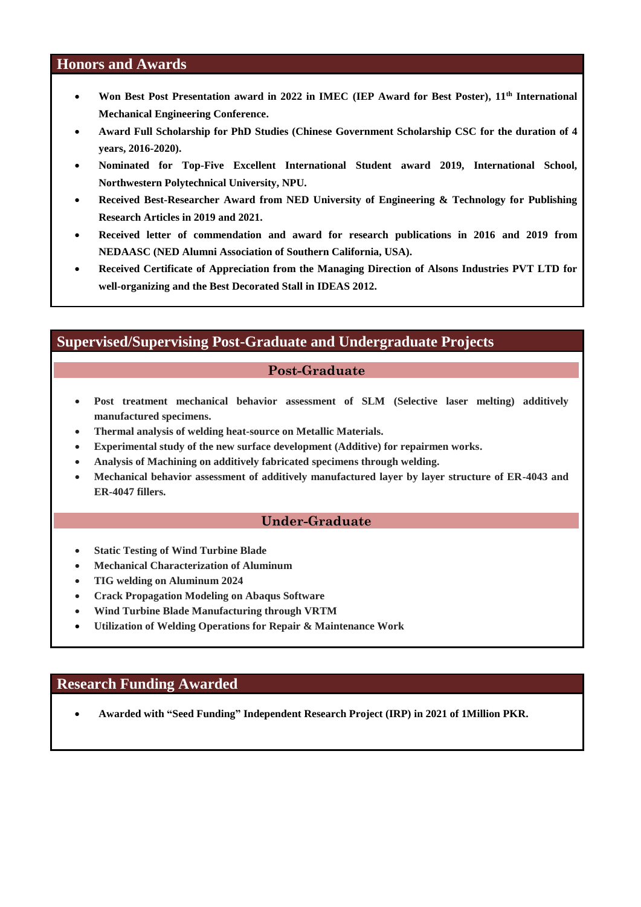## Honors and Awards

- **Won Best Post Presentation award in 2022 in IMEC (IEP Award for Best Poster), 11$^{th}$ International Mechanical Engineering Conference.**
- **Award Full Scholarship for PhD Studies (Chinese Government Scholarship CSC for the duration of 4 years, 2016-2020).**
- **Nominated for Top-Five Excellent International Student award 2019, International School, Northwestern Polytechnical University, NPU.**
- **Received Best-Researcher Award from NED University of Engineering & Technology for Publishing Research Articles in 2019 and 2021.**
- **Received letter of commendation and award for research publications in 2016 and 2019 from NEDAASC (NED Alumni Association of Southern California, USA).**
- **Received Certificate of Appreciation from the Managing Direction of Alsons Industries PVT LTD for well-organizing and the Best Decorated Stall in IDEAS 2012.**

## Supervised/Supervising Post-Graduate and Undergraduate Projects

### Post-Graduate

- **Post treatment mechanical behavior assessment of SLM (Selective laser melting) additively manufactured specimens.**
- **Thermal analysis of welding heat-source on Metallic Materials.**
- **Experimental study of the new surface development (Additive) for repairmen works.**
- **Analysis of Machining on additively fabricated specimens through welding.**
- **Mechanical behavior assessment of additively manufactured layer by layer structure of ER-4043 and ER-4047 fillers.**

### Under-Graduate

- **Static Testing of Wind Turbine Blade**
- **Mechanical Characterization of Aluminum**
- **TIG welding on Aluminum 2024**
- **Crack Propagation Modeling on Abaqus Software**
- **Wind Turbine Blade Manufacturing through VRTM**
- **Utilization of Welding Operations for Repair & Maintenance Work**

## Research Funding Awarded

- **Awarded with "Seed Funding" Independent Research Project (IRP) in 2021 of 1Million PKR.**